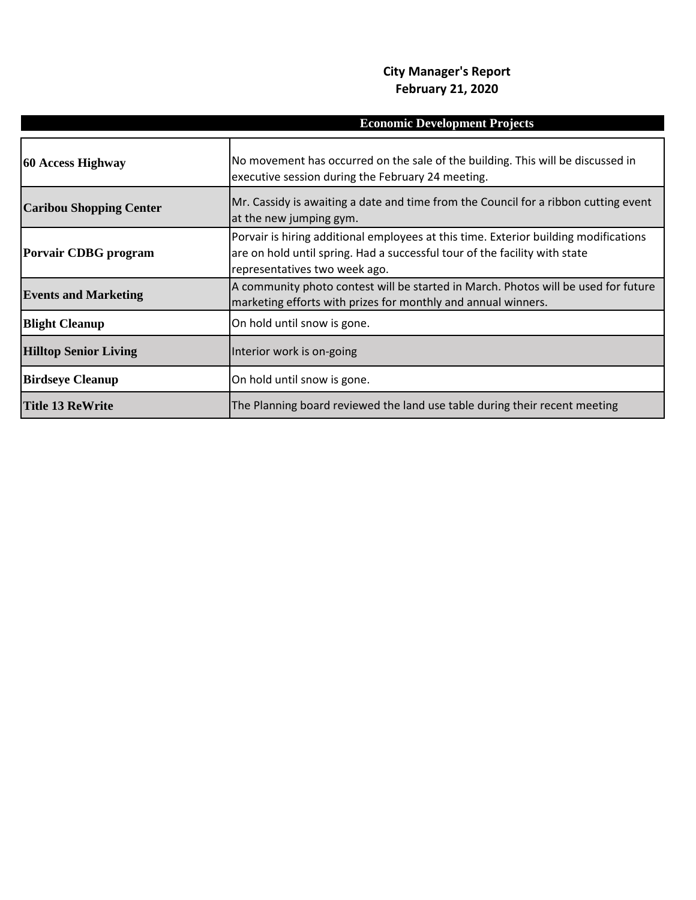# City Manager's Report
## February 21, 2020

| Economic Development Projects | |
|---|---|
| **60 Access Highway** | No movement has occurred on the sale of the building. This will be discussed in executive session during the February 24 meeting. |
| **Caribou Shopping Center** | Mr. Cassidy is awaiting a date and time from the Council for a ribbon cutting event at the new jumping gym. |
| **Porvair CDBG program** | Porvair is hiring additional employees at this time. Exterior building modifications are on hold until spring. Had a successful tour of the facility with state representatives two week ago. |
| **Events and Marketing** | A community photo contest will be started in March. Photos will be used for future marketing efforts with prizes for monthly and annual winners. |
| **Blight Cleanup** | On hold until snow is gone. |
| **Hilltop Senior Living** | Interior work is on-going |
| **Birdseye Cleanup** | On hold until snow is gone. |
| **Title 13 ReWrite** | The Planning board reviewed the land use table during their recent meeting |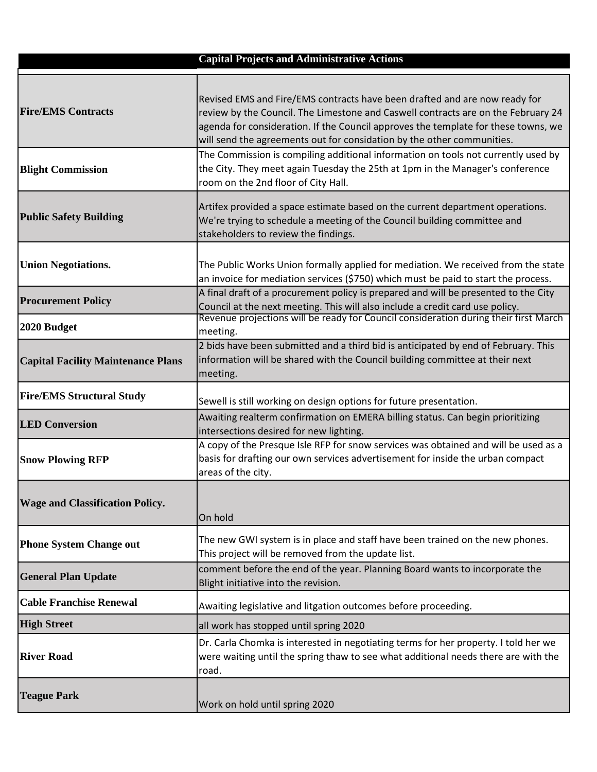| Capital Projects and Administrative Actions | |
|---|---|
| **Fire/EMS Contracts** | Revised EMS and Fire/EMS contracts have been drafted and are now ready for review by the Council. The Limestone and Caswell contracts are on the February 24 agenda for consideration. If the Council approves the template for these towns, we will send the agreements out for considation by the other communities. |
| **Blight Commission** | The Commission is compiling additional information on tools not currently used by the City. They meet again Tuesday the 25th at 1pm in the Manager's conference room on the 2nd floor of City Hall. |
| **Public Safety Building** | Artifex provided a space estimate based on the current department operations. We're trying to schedule a meeting of the Council building committee and stakeholders to review the findings. |
| **Union Negotiations.** | The Public Works Union formally applied for mediation. We received from the state an invoice for mediation services ($750) which must be paid to start the process. |
| **Procurement Policy** | A final draft of a procurement policy is prepared and will be presented to the City Council at the next meeting. This will also include a credit card use policy. |
| **2020 Budget** | Revenue projections will be ready for Council consideration during their first March meeting. |
| **Capital Facility Maintenance Plans** | 2 bids have been submitted and a third bid is anticipated by end of February. This information will be shared with the Council building committee at their next meeting. |
| **Fire/EMS Structural Study** | Sewell is still working on design options for future presentation. |
| **LED Conversion** | Awaiting realterm confirmation on EMERA billing status. Can begin prioritizing intersections desired for new lighting. |
| **Snow Plowing RFP** | A copy of the Presque Isle RFP for snow services was obtained and will be used as a basis for drafting our own services advertisement for inside the urban compact areas of the city. |
| **Wage and Classification Policy.** | On hold |
| **Phone System Change out** | The new GWI system is in place and staff have been trained on the new phones. This project will be removed from the update list. |
| **General Plan Update** | comment before the end of the year. Planning Board wants to incorporate the Blight initiative into the revision. |
| **Cable Franchise Renewal** | Awaiting legislative and litgation outcomes before proceeding. |
| **High Street** | all work has stopped until spring 2020 |
| **River Road** | Dr. Carla Chomka is interested in negotiating terms for her property. I told her we were waiting until the spring thaw to see what additional needs there are with the road. |
| **Teague Park** | Work on hold until spring 2020 |